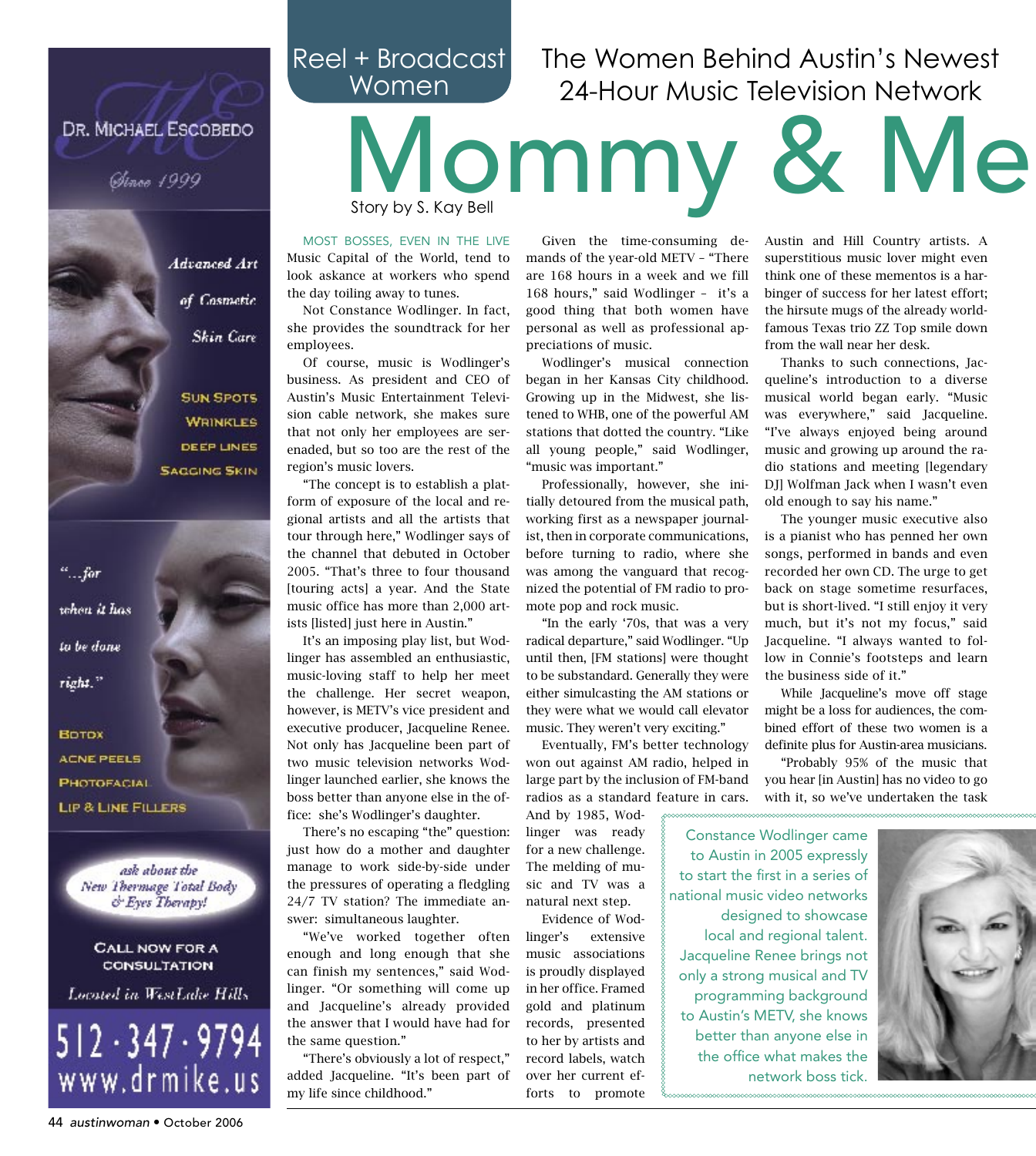Reel + Broadcast Women

# The Women Behind Austin's Newest 24-Hour Music Television Network

# Mommy & Me

Story by S. Kay Bell

MOST BOSSES, EVEN IN THE LIVE Music Capital of the World, tend to look askance at workers who spend the day toiling away to tunes.

Not Constance Wodlinger. In fact, she provides the soundtrack for her employees.

Of course, music is Wodlinger's business. As president and CEO of Austin's Music Entertainment Television cable network, she makes sure that not only her employees are serenaded, but so too are the rest of the region's music lovers.

"The concept is to establish a platform of exposure of the local and regional artists and all the artists that tour through here," Wodlinger says of the channel that debuted in October 2005. "That's three to four thousand [touring acts] a year. And the State music office has more than 2,000 artists [listed] just here in Austin."

It's an imposing play list, but Wodlinger has assembled an enthusiastic, music-loving staff to help her meet the challenge. Her secret weapon, however, is METV's vice president and executive producer, Jacqueline Renee. Not only has Jacqueline been part of two music television networks Wodlinger launched earlier, she knows the boss better than anyone else in the office: she's Wodlinger's daughter.

There's no escaping "the" question: just how do a mother and daughter manage to work side-by-side under the pressures of operating a fledgling 24/7 TV station? The immediate answer: simultaneous laughter.

"We've worked together often enough and long enough that she can finish my sentences," said Wodlinger. "Or something will come up and Jacqueline's already provided the answer that I would have had for the same question."

"There's obviously a lot of respect," added Jacqueline. "It's been part of my life since childhood."

Given the time-consuming demands of the year-old METV – "There are 168 hours in a week and we fill 168 hours," said Wodlinger – it's a good thing that both women have personal as well as professional appreciations of music.

Wodlinger's musical connection began in her Kansas City childhood. Growing up in the Midwest, she listened to WHB, one of the powerful AM stations that dotted the country. "Like all young people," said Wodlinger, "music was important."

Professionally, however, she initially detoured from the musical path, working first as a newspaper journalist, then in corporate communications, before turning to radio, where she was among the vanguard that recognized the potential of FM radio to promote pop and rock music.

"In the early '70s, that was a very radical departure," said Wodlinger. "Up until then, [FM stations] were thought to be substandard. Generally they were either simulcasting the AM stations or they were what we would call elevator music. They weren't very exciting."

Eventually, FM's better technology won out against AM radio, helped in large part by the inclusion of FM-band radios as a standard feature in cars. And by 1985, Wodlinger was ready for a new challenge. The melding of music and TV was a natural next step.

Evidence of Wodlinger's extensive music associations is proudly displayed in her office. Framed gold and platinum records, presented to her by artists and record labels, watch over her current efforts to promote Austin and Hill Country artists. A superstitious music lover might even think one of these mementos is a harbinger of success for her latest effort; the hirsute mugs of the already world-famous Texas trio ZZ Top smile down from the wall near her desk.

Thanks to such connections, Jacqueline's introduction to a diverse musical world began early. "Music was everywhere," said Jacqueline. "I've always enjoyed being around music and growing up around the radio stations and meeting [legendary DJ] Wolfman Jack when I wasn't even old enough to say his name."

The younger music executive also is a pianist who has penned her own songs, performed in bands and even recorded her own CD. The urge to get back on stage sometime resurfaces, but is short-lived. "I still enjoy it very much, but it's not my focus," said Jacqueline. "I always wanted to follow in Connie's footsteps and learn the business side of it."

While Jacqueline's move off stage might be a loss for audiences, the combined effort of these two women is a definite plus for Austin-area musicians.

"Probably 95% of the music that you hear [in Austin] has no video to go with it, so we've undertaken the task

Constance Wodlinger came to Austin in 2005 expressly to start the first in a series of national music video networks designed to showcase local and regional talent. Jacqueline Renee brings not only a strong musical and TV programming background to Austin's METV, she knows better than anyone else in the office what makes the network boss tick.

---

DR. MICHAEL ESCOBEDO

*Since 1999*

*Advanced Art of Cosmetic Skin Care*

SUN SPOTS
WRINKLES
DEEP LINES
SAGGING SKIN

*"...for when it has to be done right."*

BOTOX
ACNE PEELS
PHOTOFACIAL
LIP & LINE FILLERS

*ask about the New Thermage Total Body & Eyes Therapy!*

CALL NOW FOR A CONSULTATION

*Located in WestLake Hills*

512·347·9794
www.drmike.us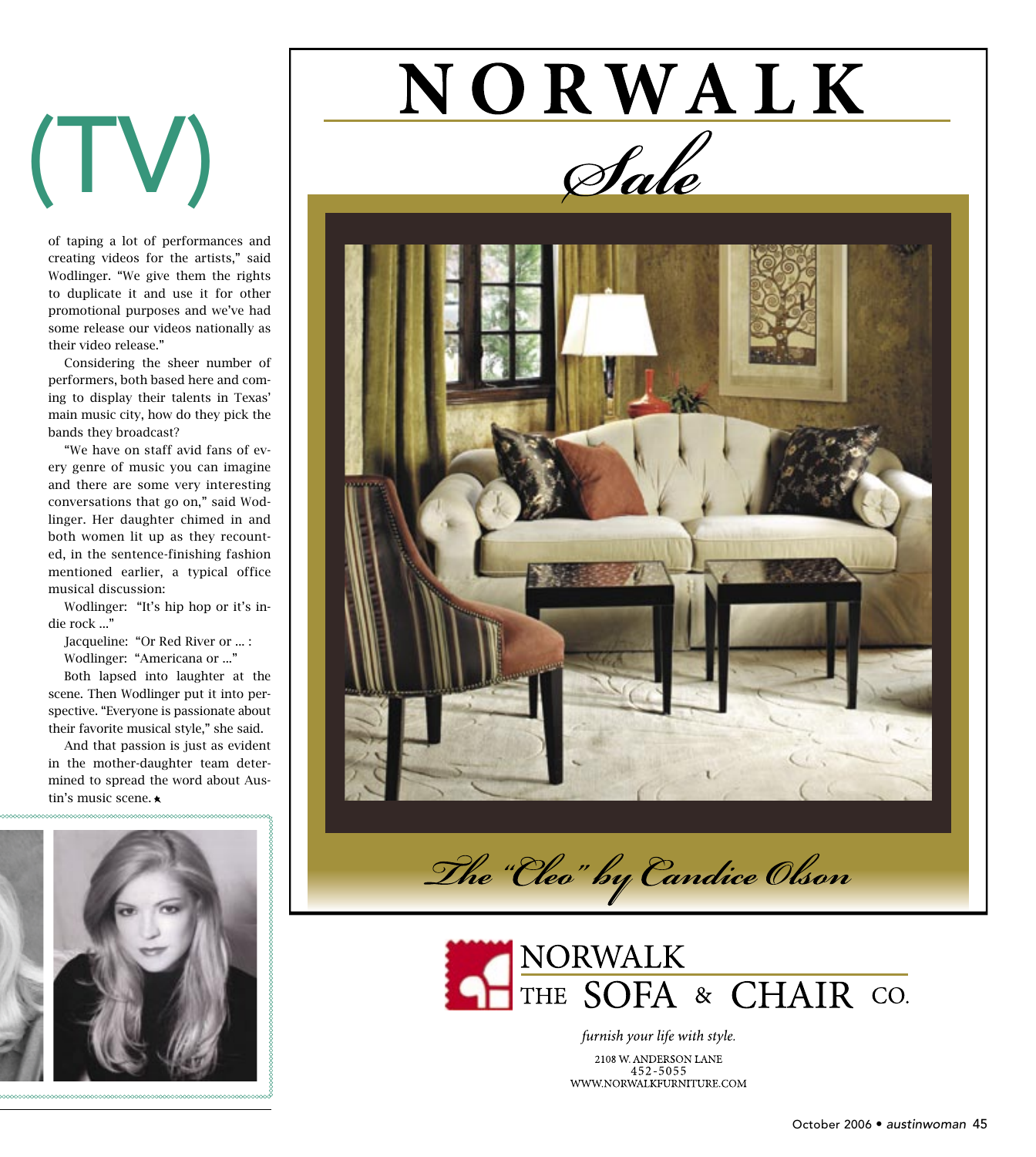# (TV)

of taping a lot of performances and creating videos for the artists," said Wodlinger. "We give them the rights to duplicate it and use it for other promotional purposes and we've had some release our videos nationally as their video release."

Considering the sheer number of performers, both based here and coming to display their talents in Texas' main music city, how do they pick the bands they broadcast?

"We have on staff avid fans of every genre of music you can imagine and there are some very interesting conversations that go on," said Wodlinger. Her daughter chimed in and both women lit up as they recounted, in the sentence-finishing fashion mentioned earlier, a typical office musical discussion:

Wodlinger: "It's hip hop or it's indie rock ..."

Jacqueline: "Or Red River or ... :

Wodlinger: "Americana or ..."

Both lapsed into laughter at the scene. Then Wodlinger put it into perspective. "Everyone is passionate about their favorite musical style," she said.

And that passion is just as evident in the mother-daughter team determined to spread the word about Austin's music scene. ★

# NORWALK

*Sale*

*The "Cleo" by Candice Olson*

NORWALK
THE SOFA & CHAIR CO.

*furnish your life with style.*

2108 W. ANDERSON LANE
452-5055
WWW.NORWALKFURNITURE.COM